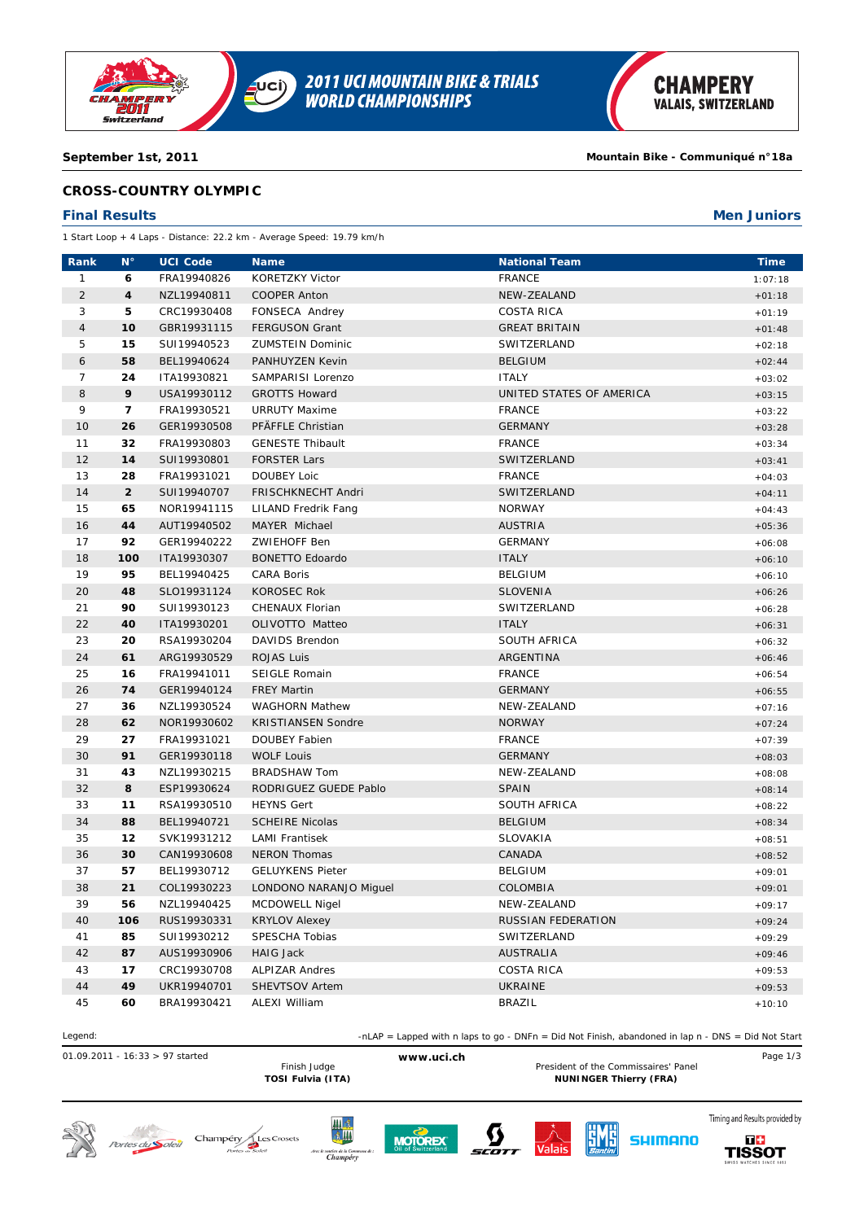**2011 UCI MOUNTAIN BIKE & TRIALS WORLD CHAMPIONSHIPS**

**CHAMPERY VALAIS, SWITZERLAND**

**September 1st, 2011** **Mountain Bike - Communiqué n°18a**

## CROSS-COUNTRY OLYMPIC

### Final Results

### Men Juniors

1 Start Loop + 4 Laps - Distance: 22.2 km - Average Speed: 19.79 km/h

| Rank | N° | UCI Code | Name | National Team | Time |
|---|---|---|---|---|---|
| 1 | 6 | FRA19940826 | KORETZKY Victor | FRANCE | 1:07:18 |
| 2 | 4 | NZL19940811 | COOPER Anton | NEW-ZEALAND | +01:18 |
| 3 | 5 | CRC19930408 | FONSECA Andrey | COSTA RICA | +01:19 |
| 4 | 10 | GBR19931115 | FERGUSON Grant | GREAT BRITAIN | +01:48 |
| 5 | 15 | SUI19940523 | ZUMSTEIN Dominic | SWITZERLAND | +02:18 |
| 6 | 58 | BEL19940624 | PANHUYZEN Kevin | BELGIUM | +02:44 |
| 7 | 24 | ITA19930821 | SAMPARISI Lorenzo | ITALY | +03:02 |
| 8 | 9 | USA19930112 | GROTTS Howard | UNITED STATES OF AMERICA | +03:15 |
| 9 | 7 | FRA19930521 | URRUTY Maxime | FRANCE | +03:22 |
| 10 | 26 | GER19930508 | PFÄFFLE Christian | GERMANY | +03:28 |
| 11 | 32 | FRA19930803 | GENESTE Thibault | FRANCE | +03:34 |
| 12 | 14 | SUI19930801 | FORSTER Lars | SWITZERLAND | +03:41 |
| 13 | 28 | FRA19931021 | DOUBEY Loic | FRANCE | +04:03 |
| 14 | 2 | SUI19940707 | FRISCHKNECHT Andri | SWITZERLAND | +04:11 |
| 15 | 65 | NOR19941115 | LILAND Fredrik Fang | NORWAY | +04:43 |
| 16 | 44 | AUT19940502 | MAYER Michael | AUSTRIA | +05:36 |
| 17 | 92 | GER19940222 | ZWIEHOFF Ben | GERMANY | +06:08 |
| 18 | 100 | ITA19930307 | BONETTO Edoardo | ITALY | +06:10 |
| 19 | 95 | BEL19940425 | CARA Boris | BELGIUM | +06:10 |
| 20 | 48 | SLO19931124 | KOROSEC Rok | SLOVENIA | +06:26 |
| 21 | 90 | SUI19930123 | CHENAUX Florian | SWITZERLAND | +06:28 |
| 22 | 40 | ITA19930201 | OLIVOTTO Matteo | ITALY | +06:31 |
| 23 | 20 | RSA19930204 | DAVIDS Brendon | SOUTH AFRICA | +06:32 |
| 24 | 61 | ARG19930529 | ROJAS Luis | ARGENTINA | +06:46 |
| 25 | 16 | FRA19941011 | SEIGLE Romain | FRANCE | +06:54 |
| 26 | 74 | GER19940124 | FREY Martin | GERMANY | +06:55 |
| 27 | 36 | NZL19930524 | WAGHORN Mathew | NEW-ZEALAND | +07:16 |
| 28 | 62 | NOR19930602 | KRISTIANSEN Sondre | NORWAY | +07:24 |
| 29 | 27 | FRA19931021 | DOUBEY Fabien | FRANCE | +07:39 |
| 30 | 91 | GER19930118 | WOLF Louis | GERMANY | +08:03 |
| 31 | 43 | NZL19930215 | BRADSHAW Tom | NEW-ZEALAND | +08:08 |
| 32 | 8 | ESP19930624 | RODRIGUEZ GUEDE Pablo | SPAIN | +08:14 |
| 33 | 11 | RSA19930510 | HEYNS Gert | SOUTH AFRICA | +08:22 |
| 34 | 88 | BEL19940721 | SCHEIRE Nicolas | BELGIUM | +08:34 |
| 35 | 12 | SVK19931212 | LAMI Frantisek | SLOVAKIA | +08:51 |
| 36 | 30 | CAN19930608 | NERON Thomas | CANADA | +08:52 |
| 37 | 57 | BEL19930712 | GELUYKENS Pieter | BELGIUM | +09:01 |
| 38 | 21 | COL19930223 | LONDONO NARANJO Miguel | COLOMBIA | +09:01 |
| 39 | 56 | NZL19940425 | MCDOWELL Nigel | NEW-ZEALAND | +09:17 |
| 40 | 106 | RUS19930331 | KRYLOV Alexey | RUSSIAN FEDERATION | +09:24 |
| 41 | 85 | SUI19930212 | SPESCHA Tobias | SWITZERLAND | +09:29 |
| 42 | 87 | AUS19930906 | HAIG Jack | AUSTRALIA | +09:46 |
| 43 | 17 | CRC19930708 | ALPIZAR Andres | COSTA RICA | +09:53 |
| 44 | 49 | UKR19940701 | SHEVTSOV Artem | UKRAINE | +09:53 |
| 45 | 60 | BRA19930421 | ALEXI William | BRAZIL | +10:10 |

Legend: -nLAP = Lapped with n laps to go - DNFn = Did Not Finish, abandoned in lap n - DNS = Did Not Start

01.09.2011 - 16:33 > 97 started

www.uci.ch

Finish Judge
**TOSI Fulvia (ITA)**

President of the Commissaires' Panel
**NUNINGER Thierry (FRA)**

Timing and Results provided by TISSOT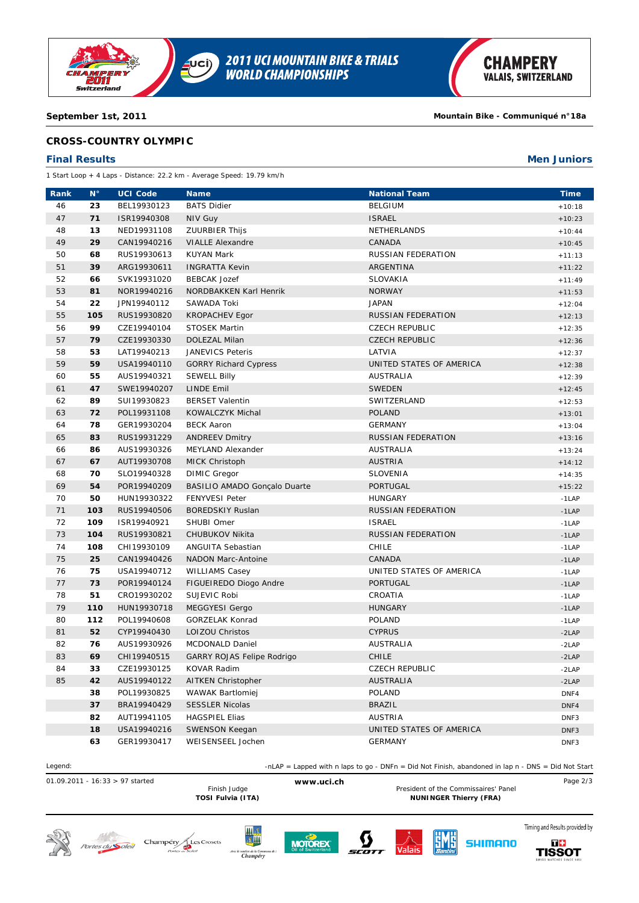# 2011 UCI MOUNTAIN BIKE & TRIALS WORLD CHAMPIONSHIPS

CHAMPERY VALAIS, SWITZERLAND

**September 1st, 2011** **Mountain Bike - Communiqué n°18a**

## CROSS-COUNTRY OLYMPIC

### Final Results

**Men Juniors**

1 Start Loop + 4 Laps - Distance: 22.2 km - Average Speed: 19.79 km/h

| Rank | N° | UCI Code | Name | National Team | Time |
|---|---|---|---|---|---|
| 46 | 23 | BEL19930123 | BATS Didier | BELGIUM | +10:18 |
| 47 | 71 | ISR19940308 | NIV Guy | ISRAEL | +10:23 |
| 48 | 13 | NED19931108 | ZUURBIER Thijs | NETHERLANDS | +10:44 |
| 49 | 29 | CAN19940216 | VIALLE Alexandre | CANADA | +10:45 |
| 50 | 68 | RUS19930613 | KUYAN Mark | RUSSIAN FEDERATION | +11:13 |
| 51 | 39 | ARG19930611 | INGRATTA Kevin | ARGENTINA | +11:22 |
| 52 | 66 | SVK19931020 | BEBCAK Jozef | SLOVAKIA | +11:49 |
| 53 | 81 | NOR19940216 | NORDBAKKEN Karl Henrik | NORWAY | +11:53 |
| 54 | 22 | JPN19940112 | SAWADA Toki | JAPAN | +12:04 |
| 55 | 105 | RUS19930820 | KROPACHEV Egor | RUSSIAN FEDERATION | +12:13 |
| 56 | 99 | CZE19940104 | STOSEK Martin | CZECH REPUBLIC | +12:35 |
| 57 | 79 | CZE19930330 | DOLEZAL Milan | CZECH REPUBLIC | +12:36 |
| 58 | 53 | LAT19940213 | JANEVICS Peteris | LATVIA | +12:37 |
| 59 | 59 | USA19940110 | GORRY Richard Cypress | UNITED STATES OF AMERICA | +12:38 |
| 60 | 55 | AUS19940321 | SEWELL Billy | AUSTRALIA | +12:39 |
| 61 | 47 | SWE19940207 | LINDE Emil | SWEDEN | +12:45 |
| 62 | 89 | SUI19930823 | BERSET Valentin | SWITZERLAND | +12:53 |
| 63 | 72 | POL19931108 | KOWALCZYK Michal | POLAND | +13:01 |
| 64 | 78 | GER19930204 | BECK Aaron | GERMANY | +13:04 |
| 65 | 83 | RUS19931229 | ANDREEV Dmitry | RUSSIAN FEDERATION | +13:16 |
| 66 | 86 | AUS19930326 | MEYLAND Alexander | AUSTRALIA | +13:24 |
| 67 | 67 | AUT19930708 | MICK Christoph | AUSTRIA | +14:12 |
| 68 | 70 | SLO19940328 | DIMIC Gregor | SLOVENIA | +14:35 |
| 69 | 54 | POR19940209 | BASILIO AMADO Gonçalo Duarte | PORTUGAL | +15:22 |
| 70 | 50 | HUN19930322 | FENYVESI Peter | HUNGARY | -1LAP |
| 71 | 103 | RUS19940506 | BOREDSKIY Ruslan | RUSSIAN FEDERATION | -1LAP |
| 72 | 109 | ISR19940921 | SHUBI Omer | ISRAEL | -1LAP |
| 73 | 104 | RUS19930821 | CHUBUKOV Nikita | RUSSIAN FEDERATION | -1LAP |
| 74 | 108 | CHI19930109 | ANGUITA Sebastian | CHILE | -1LAP |
| 75 | 25 | CAN19940426 | NADON Marc-Antoine | CANADA | -1LAP |
| 76 | 75 | USA19940712 | WILLIAMS Casey | UNITED STATES OF AMERICA | -1LAP |
| 77 | 73 | POR19940124 | FIGUEIREDO Diogo Andre | PORTUGAL | -1LAP |
| 78 | 51 | CRO19930202 | SUJEVIC Robi | CROATIA | -1LAP |
| 79 | 110 | HUN19930718 | MEGGYESI Gergo | HUNGARY | -1LAP |
| 80 | 112 | POL19940608 | GORZELAK Konrad | POLAND | -1LAP |
| 81 | 52 | CYP19940430 | LOIZOU Christos | CYPRUS | -2LAP |
| 82 | 76 | AUS19930926 | MCDONALD Daniel | AUSTRALIA | -2LAP |
| 83 | 69 | CHI19940515 | GARRY ROJAS Felipe Rodrigo | CHILE | -2LAP |
| 84 | 33 | CZE19930125 | KOVAR Radim | CZECH REPUBLIC | -2LAP |
| 85 | 42 | AUS19940122 | AITKEN Christopher | AUSTRALIA | -2LAP |
| | 38 | POL19930825 | WAWAK Bartlomiej | POLAND | DNF4 |
| | 37 | BRA19940429 | SESSLER Nicolas | BRAZIL | DNF4 |
| | 82 | AUT19941105 | HAGSPIEL Elias | AUSTRIA | DNF3 |
| | 18 | USA19940216 | SWENSON Keegan | UNITED STATES OF AMERICA | DNF3 |
| | 63 | GER19930417 | WEISENSEEL Jochen | GERMANY | DNF3 |

Legend: -nLAP = Lapped with n laps to go - DNFn = Did Not Finish, abandoned in lap n - DNS = Did Not Start

01.09.2011 - 16:33 > 97 started

www.uci.ch

Finish Judge
**TOSI Fulvia (ITA)**

President of the Commissaires' Panel
**NUNINGER Thierry (FRA)**

Timing and Results provided by TISSOT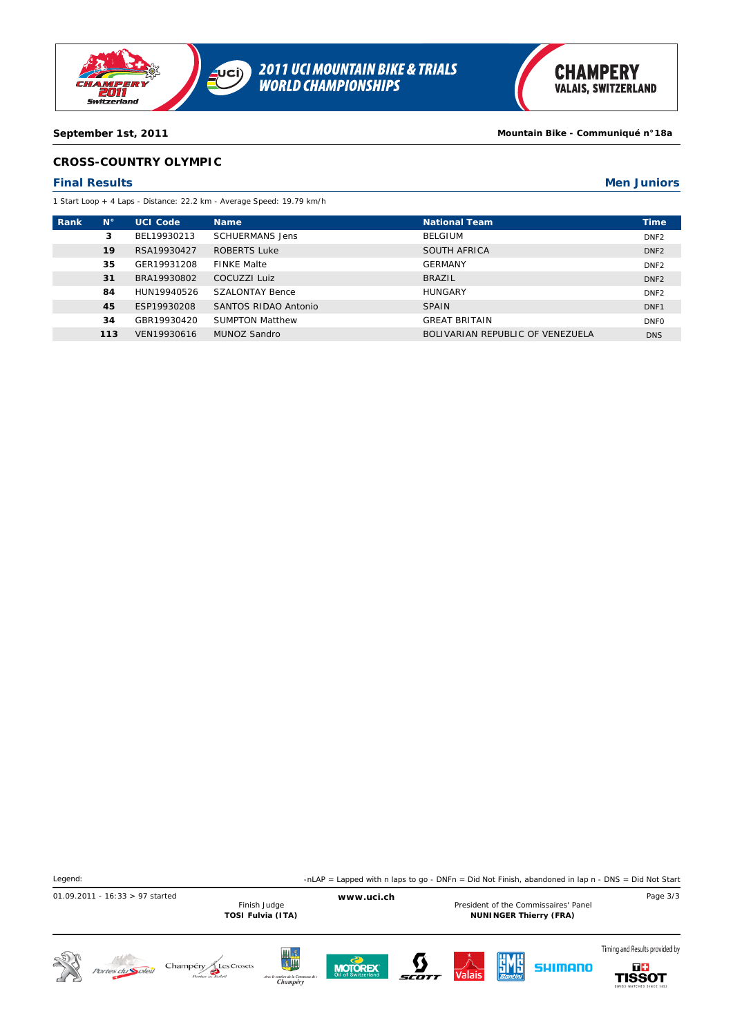**September 1st, 2011** **Mountain Bike - Communiqué n°18a**

## CROSS-COUNTRY OLYMPIC

### Final Results

**Men Juniors**

1 Start Loop + 4 Laps - Distance: 22.2 km - Average Speed: 19.79 km/h

| Rank | N° | UCI Code | Name | National Team | Time |
|---|---|---|---|---|---|
| | 3 | BEL19930213 | SCHUERMANS Jens | BELGIUM | DNF2 |
| | 19 | RSA19930427 | ROBERTS Luke | SOUTH AFRICA | DNF2 |
| | 35 | GER19931208 | FINKE Malte | GERMANY | DNF2 |
| | 31 | BRA19930802 | COCUZZI Luiz | BRAZIL | DNF2 |
| | 84 | HUN19940526 | SZALONTAY Bence | HUNGARY | DNF2 |
| | 45 | ESP19930208 | SANTOS RIDAO Antonio | SPAIN | DNF1 |
| | 34 | GBR19930420 | SUMPTON Matthew | GREAT BRITAIN | DNF0 |
| | 113 | VEN19930616 | MUNOZ Sandro | BOLIVARIAN REPUBLIC OF VENEZUELA | DNS |

Legend: -nLAP = Lapped with n laps to go - DNFn = Did Not Finish, abandoned in lap n - DNS = Did Not Start

01.09.2011 - 16:33 > 97 started

Finish Judge
**TOSI Fulvia (ITA)**

**www.uci.ch**

President of the Commissaires' Panel
**NUNINGER Thierry (FRA)**

Timing and Results provided by TISSOT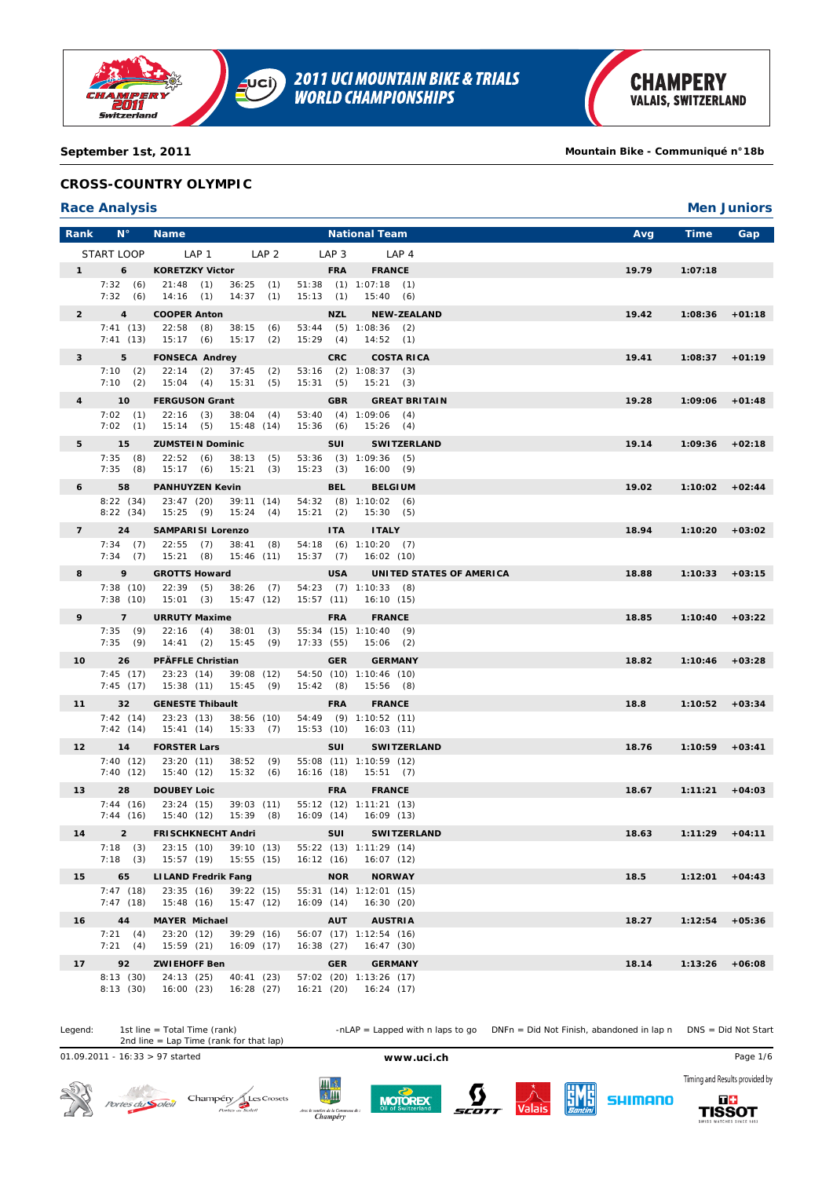**September 1st, 2011** — **Mountain Bike - Communiqué n°18b**

## CROSS-COUNTRY OLYMPIC

### Race Analysis — Men Juniors

| Rank | N° | Name | | National Team | | Avg | Time | Gap |
|---|---|---|---|---|---|---|---|---|
| | START LOOP | LAP 1 | LAP 2 | LAP 3 | LAP 4 | | | |
| 1 | 6 | KORETZKY Victor | | FRA | FRANCE | 19.79 | 1:07:18 | |
| | 7:32 (6) | 21:48 (1) | 36:25 (1) | 51:38 (1) | 1:07:18 (1) | | | |
| | 7:32 (6) | 14:16 (1) | 14:37 (1) | 15:13 (1) | 15:40 (6) | | | |
| 2 | 4 | COOPER Anton | | NZL | NEW-ZEALAND | 19.42 | 1:08:36 | +01:18 |
| | 7:41 (13) | 22:58 (8) | 38:15 (6) | 53:44 (5) | 1:08:36 (2) | | | |
| | 7:41 (13) | 15:17 (6) | 15:17 (2) | 15:29 (4) | 14:52 (1) | | | |
| 3 | 5 | FONSECA Andrey | | CRC | COSTA RICA | 19.41 | 1:08:37 | +01:19 |
| | 7:10 (2) | 22:14 (2) | 37:45 (2) | 53:16 (2) | 1:08:37 (3) | | | |
| | 7:10 (2) | 15:04 (4) | 15:31 (5) | 15:31 (5) | 15:21 (3) | | | |
| 4 | 10 | FERGUSON Grant | | GBR | GREAT BRITAIN | 19.28 | 1:09:06 | +01:48 |
| | 7:02 (1) | 22:16 (3) | 38:04 (4) | 53:40 (4) | 1:09:06 (4) | | | |
| | 7:02 (1) | 15:14 (5) | 15:48 (14) | 15:36 (6) | 15:26 (4) | | | |
| 5 | 15 | ZUMSTEIN Dominic | | SUI | SWITZERLAND | 19.14 | 1:09:36 | +02:18 |
| | 7:35 (8) | 22:52 (6) | 38:13 (5) | 53:36 (3) | 1:09:36 (5) | | | |
| | 7:35 (8) | 15:17 (6) | 15:21 (3) | 15:23 (3) | 16:00 (9) | | | |
| 6 | 58 | PANHUYZEN Kevin | | BEL | BELGIUM | 19.02 | 1:10:02 | +02:44 |
| | 8:22 (34) | 23:47 (20) | 39:11 (14) | 54:32 (8) | 1:10:02 (6) | | | |
| | 8:22 (34) | 15:25 (9) | 15:24 (4) | 15:21 (2) | 15:30 (5) | | | |
| 7 | 24 | SAMPARISI Lorenzo | | ITA | ITALY | 18.94 | 1:10:20 | +03:02 |
| | 7:34 (7) | 22:55 (7) | 38:41 (8) | 54:18 (6) | 1:10:20 (7) | | | |
| | 7:34 (7) | 15:21 (8) | 15:46 (11) | 15:37 (7) | 16:02 (10) | | | |
| 8 | 9 | GROTTS Howard | | USA | UNITED STATES OF AMERICA | 18.88 | 1:10:33 | +03:15 |
| | 7:38 (10) | 22:39 (5) | 38:26 (7) | 54:23 (7) | 1:10:33 (8) | | | |
| | 7:38 (10) | 15:01 (3) | 15:47 (12) | 15:57 (11) | 16:10 (15) | | | |
| 9 | 7 | URRUTY Maxime | | FRA | FRANCE | 18.85 | 1:10:40 | +03:22 |
| | 7:35 (9) | 22:16 (4) | 38:01 (3) | 55:34 (15) | 1:10:40 (9) | | | |
| | 7:35 (9) | 14:41 (2) | 15:45 (9) | 17:33 (55) | 15:06 (2) | | | |
| 10 | 26 | PFÄFFLE Christian | | GER | GERMANY | 18.82 | 1:10:46 | +03:28 |
| | 7:45 (17) | 23:23 (14) | 39:08 (12) | 54:50 (10) | 1:10:46 (10) | | | |
| | 7:45 (17) | 15:38 (11) | 15:45 (9) | 15:42 (8) | 15:56 (8) | | | |
| 11 | 32 | GENESTE Thibault | | FRA | FRANCE | 18.8 | 1:10:52 | +03:34 |
| | 7:42 (14) | 23:23 (13) | 38:56 (10) | 54:49 (9) | 1:10:52 (11) | | | |
| | 7:42 (14) | 15:41 (14) | 15:33 (7) | 15:53 (10) | 16:03 (11) | | | |
| 12 | 14 | FORSTER Lars | | SUI | SWITZERLAND | 18.76 | 1:10:59 | +03:41 |
| | 7:40 (12) | 23:20 (11) | 38:52 (9) | 55:08 (11) | 1:10:59 (12) | | | |
| | 7:40 (12) | 15:40 (12) | 15:32 (6) | 16:16 (18) | 15:51 (7) | | | |
| 13 | 28 | DOUBEY Loic | | FRA | FRANCE | 18.67 | 1:11:21 | +04:03 |
| | 7:44 (16) | 23:24 (15) | 39:03 (11) | 55:12 (12) | 1:11:21 (13) | | | |
| | 7:44 (16) | 15:40 (12) | 15:39 (8) | 16:09 (14) | 16:09 (13) | | | |
| 14 | 2 | FRISCHKNECHT Andri | | SUI | SWITZERLAND | 18.63 | 1:11:29 | +04:11 |
| | 7:18 (3) | 23:15 (10) | 39:10 (13) | 55:22 (13) | 1:11:29 (14) | | | |
| | 7:18 (3) | 15:57 (19) | 15:55 (15) | 16:12 (16) | 16:07 (12) | | | |
| 15 | 65 | LILAND Fredrik Fang | | NOR | NORWAY | 18.5 | 1:12:01 | +04:43 |
| | 7:47 (18) | 23:35 (16) | 39:22 (15) | 55:31 (14) | 1:12:01 (15) | | | |
| | 7:47 (18) | 15:48 (16) | 15:47 (12) | 16:09 (14) | 16:30 (20) | | | |
| 16 | 44 | MAYER Michael | | AUT | AUSTRIA | 18.27 | 1:12:54 | +05:36 |
| | 7:21 (4) | 23:20 (12) | 39:29 (16) | 56:07 (17) | 1:12:54 (16) | | | |
| | 7:21 (4) | 15:59 (21) | 16:09 (17) | 16:38 (27) | 16:47 (30) | | | |
| 17 | 92 | ZWIEHOFF Ben | | GER | GERMANY | 18.14 | 1:13:26 | +06:08 |
| | 8:13 (30) | 24:13 (25) | 40:41 (23) | 57:02 (20) | 1:13:26 (17) | | | |
| | 8:13 (30) | 16:00 (23) | 16:28 (27) | 16:21 (20) | 16:24 (17) | | | |

Legend: 1st line = Total Time (rank); 2nd line = Lap Time (rank for that lap) — -nLAP = Lapped with n laps to go — DNFn = Did Not Finish, abandoned in lap n — DNS = Did Not Start

01.09.2011 - 16:33 > 97 started

www.uci.ch

Timing and Results provided by TISSOT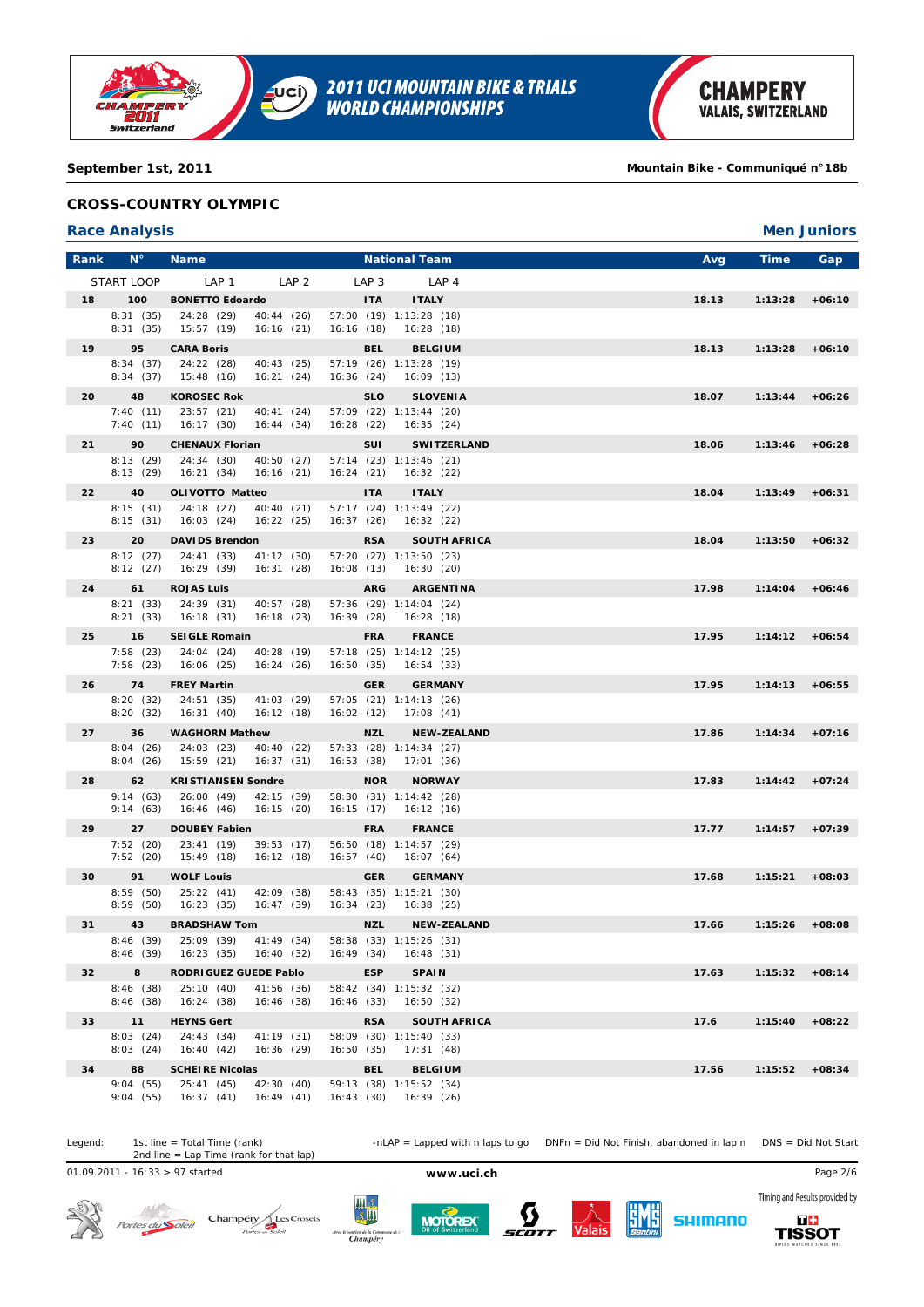**September 1st, 2011** **Mountain Bike - Communiqué n°18b**

## CROSS-COUNTRY OLYMPIC

### Race Analysis — Men Juniors

| Rank | N° | Name | National Team | | Avg | Time | Gap |
|---|---|---|---|---|---|---|---|
| START LOOP | LAP 1 | LAP 2 | LAP 3 | LAP 4 | | | |
| 18 | 100 | BONETTO Edoardo | ITA | ITALY | 18.13 | 1:13:28 | +06:10 |
| 8:31 (35) | 24:28 (29) | 40:44 (26) | 57:00 (19) | 1:13:28 (18) | | | |
| 8:31 (35) | 15:57 (19) | 16:16 (21) | 16:16 (18) | 16:28 (18) | | | |
| 19 | 95 | CARA Boris | BEL | BELGIUM | 18.13 | 1:13:28 | +06:10 |
| 8:34 (37) | 24:22 (28) | 40:43 (25) | 57:19 (26) | 1:13:28 (19) | | | |
| 8:34 (37) | 15:48 (16) | 16:21 (24) | 16:36 (24) | 16:09 (13) | | | |
| 20 | 48 | KOROSEC Rok | SLO | SLOVENIA | 18.07 | 1:13:44 | +06:26 |
| 7:40 (11) | 23:57 (21) | 40:41 (24) | 57:09 (22) | 1:13:44 (20) | | | |
| 7:40 (11) | 16:17 (30) | 16:44 (34) | 16:28 (22) | 16:35 (24) | | | |
| 21 | 90 | CHENAUX Florian | SUI | SWITZERLAND | 18.06 | 1:13:46 | +06:28 |
| 8:13 (29) | 24:34 (30) | 40:50 (27) | 57:14 (23) | 1:13:46 (21) | | | |
| 8:13 (29) | 16:21 (34) | 16:16 (21) | 16:24 (21) | 16:32 (22) | | | |
| 22 | 40 | OLIVOTTO Matteo | ITA | ITALY | 18.04 | 1:13:49 | +06:31 |
| 8:15 (31) | 24:18 (27) | 40:40 (21) | 57:17 (24) | 1:13:49 (22) | | | |
| 8:15 (31) | 16:03 (24) | 16:22 (25) | 16:37 (26) | 16:32 (22) | | | |
| 23 | 20 | DAVIDS Brendon | RSA | SOUTH AFRICA | 18.04 | 1:13:50 | +06:32 |
| 8:12 (27) | 24:41 (33) | 41:12 (30) | 57:20 (27) | 1:13:50 (23) | | | |
| 8:12 (27) | 16:29 (39) | 16:31 (28) | 16:08 (13) | 16:30 (20) | | | |
| 24 | 61 | ROJAS Luis | ARG | ARGENTINA | 17.98 | 1:14:04 | +06:46 |
| 8:21 (33) | 24:39 (31) | 40:57 (28) | 57:36 (29) | 1:14:04 (24) | | | |
| 8:21 (33) | 16:18 (31) | 16:18 (23) | 16:39 (28) | 16:28 (18) | | | |
| 25 | 16 | SEIGLE Romain | FRA | FRANCE | 17.95 | 1:14:12 | +06:54 |
| 7:58 (23) | 24:04 (24) | 40:28 (19) | 57:18 (25) | 1:14:12 (25) | | | |
| 7:58 (23) | 16:06 (25) | 16:24 (26) | 16:50 (35) | 16:54 (33) | | | |
| 26 | 74 | FREY Martin | GER | GERMANY | 17.95 | 1:14:13 | +06:55 |
| 8:20 (32) | 24:51 (35) | 41:03 (29) | 57:05 (21) | 1:14:13 (26) | | | |
| 8:20 (32) | 16:31 (40) | 16:12 (18) | 16:02 (12) | 17:08 (41) | | | |
| 27 | 36 | WAGHORN Mathew | NZL | NEW-ZEALAND | 17.86 | 1:14:34 | +07:16 |
| 8:04 (26) | 24:03 (23) | 40:40 (22) | 57:33 (28) | 1:14:34 (27) | | | |
| 8:04 (26) | 15:59 (21) | 16:37 (31) | 16:53 (38) | 17:01 (36) | | | |
| 28 | 62 | KRISTIANSEN Sondre | NOR | NORWAY | 17.83 | 1:14:42 | +07:24 |
| 9:14 (63) | 26:00 (49) | 42:15 (39) | 58:30 (31) | 1:14:42 (28) | | | |
| 9:14 (63) | 16:46 (46) | 16:15 (20) | 16:15 (17) | 16:12 (16) | | | |
| 29 | 27 | DOUBEY Fabien | FRA | FRANCE | 17.77 | 1:14:57 | +07:39 |
| 7:52 (20) | 23:41 (19) | 39:53 (17) | 56:50 (18) | 1:14:57 (29) | | | |
| 7:52 (20) | 15:49 (18) | 16:12 (18) | 16:57 (40) | 18:07 (64) | | | |
| 30 | 91 | WOLF Louis | GER | GERMANY | 17.68 | 1:15:21 | +08:03 |
| 8:59 (50) | 25:22 (41) | 42:09 (38) | 58:43 (35) | 1:15:21 (30) | | | |
| 8:59 (50) | 16:23 (35) | 16:47 (39) | 16:34 (23) | 16:38 (25) | | | |
| 31 | 43 | BRADSHAW Tom | NZL | NEW-ZEALAND | 17.66 | 1:15:26 | +08:08 |
| 8:46 (39) | 25:09 (39) | 41:49 (34) | 58:38 (33) | 1:15:26 (31) | | | |
| 8:46 (39) | 16:23 (35) | 16:40 (32) | 16:49 (34) | 16:48 (31) | | | |
| 32 | 8 | RODRIGUEZ GUEDE Pablo | ESP | SPAIN | 17.63 | 1:15:32 | +08:14 |
| 8:46 (38) | 25:10 (40) | 41:56 (36) | 58:42 (34) | 1:15:32 (32) | | | |
| 8:46 (38) | 16:24 (38) | 16:46 (38) | 16:46 (33) | 16:50 (32) | | | |
| 33 | 11 | HEYNS Gert | RSA | SOUTH AFRICA | 17.6 | 1:15:40 | +08:22 |
| 8:03 (24) | 24:43 (34) | 41:19 (31) | 58:09 (30) | 1:15:40 (33) | | | |
| 8:03 (24) | 16:40 (42) | 16:36 (29) | 16:50 (35) | 17:31 (48) | | | |
| 34 | 88 | SCHEIRE Nicolas | BEL | BELGIUM | 17.56 | 1:15:52 | +08:34 |
| 9:04 (55) | 25:41 (45) | 42:30 (40) | 59:13 (38) | 1:15:52 (34) | | | |
| 9:04 (55) | 16:37 (41) | 16:49 (41) | 16:43 (30) | 16:39 (26) | | | |

Legend: 1st line = Total Time (rank)
2nd line = Lap Time (rank for that lap)

-nLAP = Lapped with n laps to go DNFn = Did Not Finish, abandoned in lap n DNS = Did Not Start

01.09.2011 - 16:33 > 97 started

www.uci.ch

Timing and Results provided by TISSOT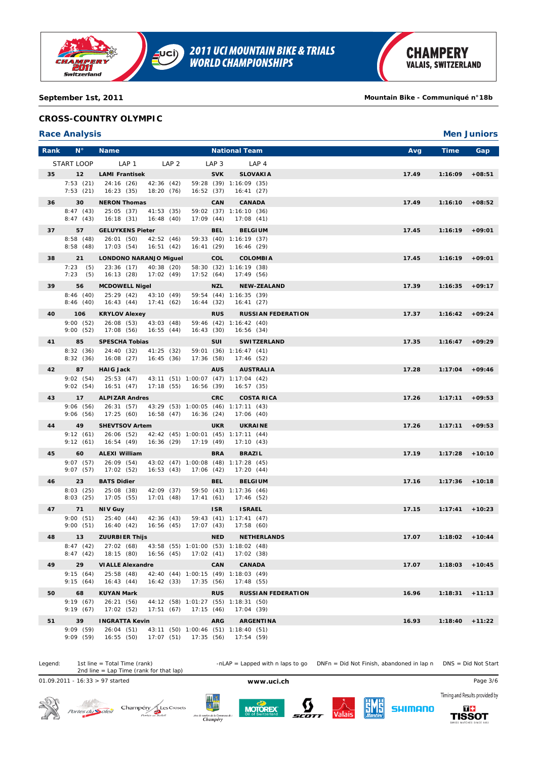**September 1st, 2011** **Mountain Bike - Communiqué n°18b**

## CROSS-COUNTRY OLYMPIC

### Race Analysis

**Men Juniors**

| Rank | N° | Name | | | National Team | | Avg | Time | Gap |
|---|---|---|---|---|---|---|---|---|---|
| | START LOOP | LAP 1 | LAP 2 | LAP 3 | LAP 4 | | | | |
| **35** | **12** | **LAMI Frantisek** | | | **SVK** | **SLOVAKIA** | **17.49** | **1:16:09** | **+08:51** |
| | 7:53 (21) | 24:16 (26) | 42:36 (42) | 59:28 (39) | 1:16:09 (35) | | | | |
| | 7:53 (21) | 16:23 (35) | 18:20 (76) | 16:52 (37) | 16:41 (27) | | | | |
| **36** | **30** | **NERON Thomas** | | | **CAN** | **CANADA** | **17.49** | **1:16:10** | **+08:52** |
| | 8:47 (43) | 25:05 (37) | 41:53 (35) | 59:02 (37) | 1:16:10 (36) | | | | |
| | 8:47 (43) | 16:18 (31) | 16:48 (40) | 17:09 (44) | 17:08 (41) | | | | |
| **37** | **57** | **GELUYKENS Pieter** | | | **BEL** | **BELGIUM** | **17.45** | **1:16:19** | **+09:01** |
| | 8:58 (48) | 26:01 (50) | 42:52 (46) | 59:33 (40) | 1:16:19 (37) | | | | |
| | 8:58 (48) | 17:03 (54) | 16:51 (42) | 16:41 (29) | 16:46 (29) | | | | |
| **38** | **21** | **LONDONO NARANJO Miguel** | | | **COL** | **COLOMBIA** | **17.45** | **1:16:19** | **+09:01** |
| | 7:23 (5) | 23:36 (17) | 40:38 (20) | 58:30 (32) | 1:16:19 (38) | | | | |
| | 7:23 (5) | 16:13 (28) | 17:02 (49) | 17:52 (64) | 17:49 (56) | | | | |
| **39** | **56** | **MCDOWELL Nigel** | | | **NZL** | **NEW-ZEALAND** | **17.39** | **1:16:35** | **+09:17** |
| | 8:46 (40) | 25:29 (42) | 43:10 (49) | 59:54 (44) | 1:16:35 (39) | | | | |
| | 8:46 (40) | 16:43 (44) | 17:41 (62) | 16:44 (32) | 16:41 (27) | | | | |
| **40** | **106** | **KRYLOV Alexey** | | | **RUS** | **RUSSIAN FEDERATION** | **17.37** | **1:16:42** | **+09:24** |
| | 9:00 (52) | 26:08 (53) | 43:03 (48) | 59:46 (42) | 1:16:42 (40) | | | | |
| | 9:00 (52) | 17:08 (56) | 16:55 (44) | 16:43 (30) | 16:56 (34) | | | | |
| **41** | **85** | **SPESCHA Tobias** | | | **SUI** | **SWITZERLAND** | **17.35** | **1:16:47** | **+09:29** |
| | 8:32 (36) | 24:40 (32) | 41:25 (32) | 59:01 (36) | 1:16:47 (41) | | | | |
| | 8:32 (36) | 16:08 (27) | 16:45 (36) | 17:36 (58) | 17:46 (52) | | | | |
| **42** | **87** | **HAIG Jack** | | | **AUS** | **AUSTRALIA** | **17.28** | **1:17:04** | **+09:46** |
| | 9:02 (54) | 25:53 (47) | 43:11 (51) | 1:00:07 (47) | 1:17:04 (42) | | | | |
| | 9:02 (54) | 16:51 (47) | 17:18 (55) | 16:56 (39) | 16:57 (35) | | | | |
| **43** | **17** | **ALPIZAR Andres** | | | **CRC** | **COSTA RICA** | **17.26** | **1:17:11** | **+09:53** |
| | 9:06 (56) | 26:31 (57) | 43:29 (53) | 1:00:05 (46) | 1:17:11 (43) | | | | |
| | 9:06 (56) | 17:25 (60) | 16:58 (47) | 16:36 (24) | 17:06 (40) | | | | |
| **44** | **49** | **SHEVTSOV Artem** | | | **UKR** | **UKRAINE** | **17.26** | **1:17:11** | **+09:53** |
| | 9:12 (61) | 26:06 (52) | 42:42 (45) | 1:00:01 (45) | 1:17:11 (44) | | | | |
| | 9:12 (61) | 16:54 (49) | 16:36 (29) | 17:19 (49) | 17:10 (43) | | | | |
| **45** | **60** | **ALEXI William** | | | **BRA** | **BRAZIL** | **17.19** | **1:17:28** | **+10:10** |
| | 9:07 (57) | 26:09 (54) | 43:02 (47) | 1:00:08 (48) | 1:17:28 (45) | | | | |
| | 9:07 (57) | 17:02 (52) | 16:53 (43) | 17:06 (42) | 17:20 (44) | | | | |
| **46** | **23** | **BATS Didier** | | | **BEL** | **BELGIUM** | **17.16** | **1:17:36** | **+10:18** |
| | 8:03 (25) | 25:08 (38) | 42:09 (37) | 59:50 (43) | 1:17:36 (46) | | | | |
| | 8:03 (25) | 17:05 (55) | 17:01 (48) | 17:41 (61) | 17:46 (52) | | | | |
| **47** | **71** | **NIV Guy** | | | **ISR** | **ISRAEL** | **17.15** | **1:17:41** | **+10:23** |
| | 9:00 (51) | 25:40 (44) | 42:36 (43) | 59:43 (41) | 1:17:41 (47) | | | | |
| | 9:00 (51) | 16:40 (42) | 16:56 (45) | 17:07 (43) | 17:58 (60) | | | | |
| **48** | **13** | **ZUURBIER Thijs** | | | **NED** | **NETHERLANDS** | **17.07** | **1:18:02** | **+10:44** |
| | 8:47 (42) | 27:02 (68) | 43:58 (55) | 1:01:00 (53) | 1:18:02 (48) | | | | |
| | 8:47 (42) | 18:15 (80) | 16:56 (45) | 17:02 (41) | 17:02 (38) | | | | |
| **49** | **29** | **VIALLE Alexandre** | | | **CAN** | **CANADA** | **17.07** | **1:18:03** | **+10:45** |
| | 9:15 (64) | 25:58 (48) | 42:40 (44) | 1:00:15 (49) | 1:18:03 (49) | | | | |
| | 9:15 (64) | 16:43 (44) | 16:42 (33) | 17:35 (56) | 17:48 (55) | | | | |
| **50** | **68** | **KUYAN Mark** | | | **RUS** | **RUSSIAN FEDERATION** | **16.96** | **1:18:31** | **+11:13** |
| | 9:19 (67) | 26:21 (56) | 44:12 (58) | 1:01:27 (55) | 1:18:31 (50) | | | | |
| | 9:19 (67) | 17:02 (52) | 17:51 (67) | 17:15 (46) | 17:04 (39) | | | | |
| **51** | **39** | **INGRATTA Kevin** | | | **ARG** | **ARGENTINA** | **16.93** | **1:18:40** | **+11:22** |
| | 9:09 (59) | 26:04 (51) | 43:11 (50) | 1:00:46 (51) | 1:18:40 (51) | | | | |
| | 9:09 (59) | 16:55 (50) | 17:07 (51) | 17:35 (56) | 17:54 (59) | | | | |

Legend: 1st line = Total Time (rank) -nLAP = Lapped with n laps to go DNFn = Did Not Finish, abandoned in lap n DNS = Did Not Start
2nd line = Lap Time (rank for that lap)

01.09.2011 - 16:33 > 97 started www.uci.ch

Timing and Results provided by TISSOT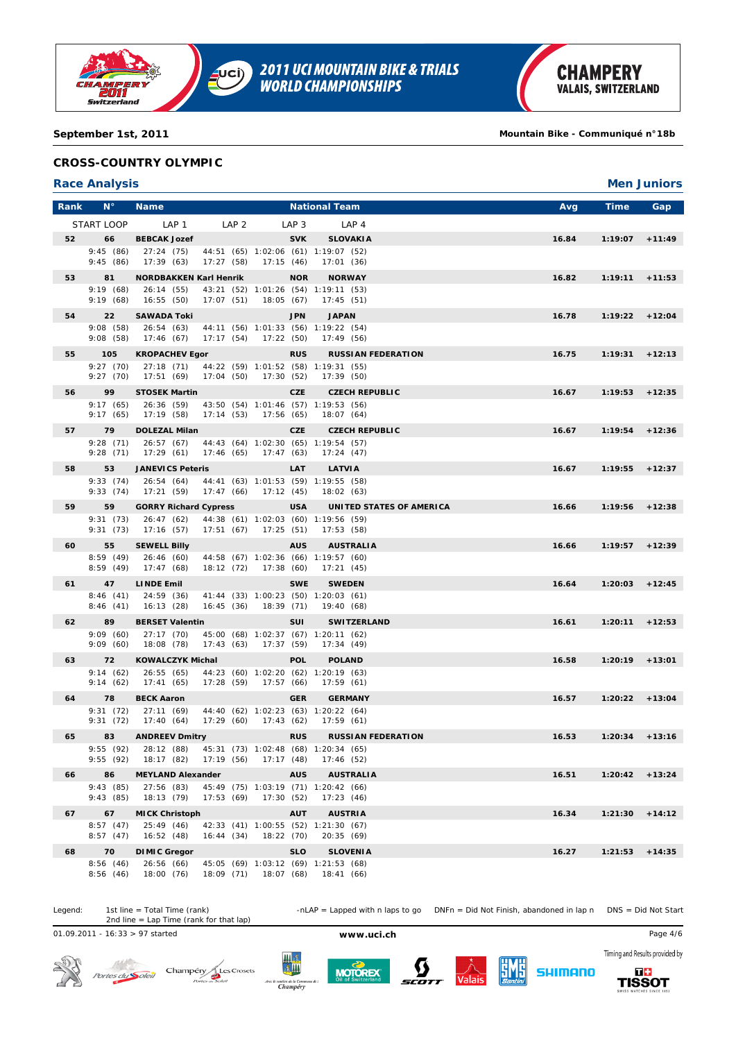**September 1st, 2011** — **Mountain Bike - Communiqué n°18b**

## CROSS-COUNTRY OLYMPIC

### Race Analysis — Men Juniors

| Rank | N° | Name | National Team | | Avg | Time | Gap |
|---|---|---|---|---|---|---|---|
| | START LOOP | LAP 1 / LAP 2 / LAP 3 / LAP 4 | | | | | |
| 52 | 66 | BEBCAK Jozef | SVK | SLOVAKIA | 16.84 | 1:19:07 | +11:49 |
| | 9:45 (86) | 27:24 (75) / 44:51 (65) / 1:02:06 (61) / 1:19:07 (52) | | | | | |
| | 9:45 (86) | 17:39 (63) / 17:27 (58) / 17:15 (46) / 17:01 (36) | | | | | |
| 53 | 81 | NORDBAKKEN Karl Henrik | NOR | NORWAY | 16.82 | 1:19:11 | +11:53 |
| | 9:19 (68) | 26:14 (55) / 43:21 (52) / 1:01:26 (54) / 1:19:11 (53) | | | | | |
| | 9:19 (68) | 16:55 (50) / 17:07 (51) / 18:05 (67) / 17:45 (51) | | | | | |
| 54 | 22 | SAWADA Toki | JPN | JAPAN | 16.78 | 1:19:22 | +12:04 |
| | 9:08 (58) | 26:54 (63) / 44:11 (56) / 1:01:33 (56) / 1:19:22 (54) | | | | | |
| | 9:08 (58) | 17:46 (67) / 17:17 (54) / 17:22 (50) / 17:49 (56) | | | | | |
| 55 | 105 | KROPACHEV Egor | RUS | RUSSIAN FEDERATION | 16.75 | 1:19:31 | +12:13 |
| | 9:27 (70) | 27:18 (71) / 44:22 (59) / 1:01:52 (58) / 1:19:31 (55) | | | | | |
| | 9:27 (70) | 17:51 (69) / 17:04 (50) / 17:30 (52) / 17:39 (50) | | | | | |
| 56 | 99 | STOSEK Martin | CZE | CZECH REPUBLIC | 16.67 | 1:19:53 | +12:35 |
| | 9:17 (65) | 26:36 (59) / 43:50 (54) / 1:01:46 (57) / 1:19:53 (56) | | | | | |
| | 9:17 (65) | 17:19 (58) / 17:14 (53) / 17:56 (65) / 18:07 (64) | | | | | |
| 57 | 79 | DOLEZAL Milan | CZE | CZECH REPUBLIC | 16.67 | 1:19:54 | +12:36 |
| | 9:28 (71) | 26:57 (67) / 44:43 (64) / 1:02:30 (65) / 1:19:54 (57) | | | | | |
| | 9:28 (71) | 17:29 (61) / 17:46 (65) / 17:47 (63) / 17:24 (47) | | | | | |
| 58 | 53 | JANEVICS Peteris | LAT | LATVIA | 16.67 | 1:19:55 | +12:37 |
| | 9:33 (74) | 26:54 (64) / 44:41 (63) / 1:01:53 (59) / 1:19:55 (58) | | | | | |
| | 9:33 (74) | 17:21 (59) / 17:47 (66) / 17:12 (45) / 18:02 (63) | | | | | |
| 59 | 59 | GORRY Richard Cypress | USA | UNITED STATES OF AMERICA | 16.66 | 1:19:56 | +12:38 |
| | 9:31 (73) | 26:47 (62) / 44:38 (61) / 1:02:03 (60) / 1:19:56 (59) | | | | | |
| | 9:31 (73) | 17:16 (57) / 17:51 (67) / 17:25 (51) / 17:53 (58) | | | | | |
| 60 | 55 | SEWELL Billy | AUS | AUSTRALIA | 16.66 | 1:19:57 | +12:39 |
| | 8:59 (49) | 26:46 (60) / 44:58 (67) / 1:02:36 (66) / 1:19:57 (60) | | | | | |
| | 8:59 (49) | 17:47 (68) / 18:12 (72) / 17:38 (60) / 17:21 (45) | | | | | |
| 61 | 47 | LINDE Emil | SWE | SWEDEN | 16.64 | 1:20:03 | +12:45 |
| | 8:46 (41) | 24:59 (36) / 41:44 (33) / 1:00:23 (50) / 1:20:03 (61) | | | | | |
| | 8:46 (41) | 16:13 (28) / 16:45 (36) / 18:39 (71) / 19:40 (68) | | | | | |
| 62 | 89 | BERSET Valentin | SUI | SWITZERLAND | 16.61 | 1:20:11 | +12:53 |
| | 9:09 (60) | 27:17 (70) / 45:00 (68) / 1:02:37 (67) / 1:20:11 (62) | | | | | |
| | 9:09 (60) | 18:08 (78) / 17:43 (63) / 17:37 (59) / 17:34 (49) | | | | | |
| 63 | 72 | KOWALCZYK Michal | POL | POLAND | 16.58 | 1:20:19 | +13:01 |
| | 9:14 (62) | 26:55 (65) / 44:23 (60) / 1:02:20 (62) / 1:20:19 (63) | | | | | |
| | 9:14 (62) | 17:41 (65) / 17:28 (59) / 17:57 (66) / 17:59 (61) | | | | | |
| 64 | 78 | BECK Aaron | GER | GERMANY | 16.57 | 1:20:22 | +13:04 |
| | 9:31 (72) | 27:11 (69) / 44:40 (62) / 1:02:23 (63) / 1:20:22 (64) | | | | | |
| | 9:31 (72) | 17:40 (64) / 17:29 (60) / 17:43 (62) / 17:59 (61) | | | | | |
| 65 | 83 | ANDREEV Dmitry | RUS | RUSSIAN FEDERATION | 16.53 | 1:20:34 | +13:16 |
| | 9:55 (92) | 28:12 (88) / 45:31 (73) / 1:02:48 (68) / 1:20:34 (65) | | | | | |
| | 9:55 (92) | 18:17 (82) / 17:19 (56) / 17:17 (48) / 17:46 (52) | | | | | |
| 66 | 86 | MEYLAND Alexander | AUS | AUSTRALIA | 16.51 | 1:20:42 | +13:24 |
| | 9:43 (85) | 27:56 (83) / 45:49 (75) / 1:03:19 (71) / 1:20:42 (66) | | | | | |
| | 9:43 (85) | 18:13 (79) / 17:53 (69) / 17:30 (52) / 17:23 (46) | | | | | |
| 67 | 67 | MICK Christoph | AUT | AUSTRIA | 16.34 | 1:21:30 | +14:12 |
| | 8:57 (47) | 25:49 (46) / 42:33 (41) / 1:00:55 (52) / 1:21:30 (67) | | | | | |
| | 8:57 (47) | 16:52 (48) / 16:44 (34) / 18:22 (70) / 20:35 (69) | | | | | |
| 68 | 70 | DIMIC Gregor | SLO | SLOVENIA | 16.27 | 1:21:53 | +14:35 |
| | 8:56 (46) | 26:56 (66) / 45:05 (69) / 1:03:12 (69) / 1:21:53 (68) | | | | | |
| | 8:56 (46) | 18:00 (76) / 18:09 (71) / 18:07 (68) / 18:41 (66) | | | | | |

Legend: 1st line = Total Time (rank); 2nd line = Lap Time (rank for that lap) — -nLAP = Lapped with n laps to go — DNFn = Did Not Finish, abandoned in lap n — DNS = Did Not Start

01.09.2011 - 16:33 > 97 started — www.uci.ch

Timing and Results provided by TISSOT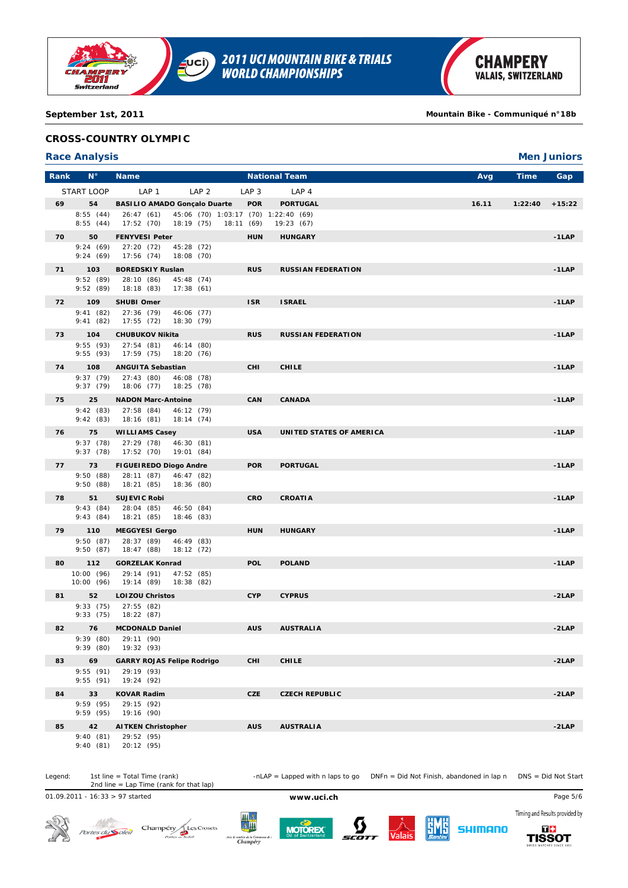## CROSS-COUNTRY OLYMPIC

### Race Analysis — Men Juniors

| Rank | N° | Name | | National Team | | Avg | Time | Gap |
|---|---|---|---|---|---|---|---|---|
| START LOOP | | LAP 1 | LAP 2 | LAP 3 | LAP 4 | | | |
| 69 | 54 | BASILIO AMADO Gonçalo Duarte | | POR | PORTUGAL | 16.11 | 1:22:40 | +15:22 |
| 8:55 (44) | | 26:47 (61) | 45:06 (70) | 1:03:17 (70) | 1:22:40 (69) | | | |
| 8:55 (44) | | 17:52 (70) | 18:19 (75) | 18:11 (69) | 19:23 (67) | | | |
| 70 | 50 | FENYVESI Peter | | HUN | HUNGARY | | | -1LAP |
| 9:24 (69) | | 27:20 (72) | 45:28 (72) | | | | | |
| 9:24 (69) | | 17:56 (74) | 18:08 (70) | | | | | |
| 71 | 103 | BOREDSKIY Ruslan | | RUS | RUSSIAN FEDERATION | | | -1LAP |
| 9:52 (89) | | 28:10 (86) | 45:48 (74) | | | | | |
| 9:52 (89) | | 18:18 (83) | 17:38 (61) | | | | | |
| 72 | 109 | SHUBI Omer | | ISR | ISRAEL | | | -1LAP |
| 9:41 (82) | | 27:36 (79) | 46:06 (77) | | | | | |
| 9:41 (82) | | 17:55 (72) | 18:30 (79) | | | | | |
| 73 | 104 | CHUBUKOV Nikita | | RUS | RUSSIAN FEDERATION | | | -1LAP |
| 9:55 (93) | | 27:54 (81) | 46:14 (80) | | | | | |
| 9:55 (93) | | 17:59 (75) | 18:20 (76) | | | | | |
| 74 | 108 | ANGUITA Sebastian | | CHI | CHILE | | | -1LAP |
| 9:37 (79) | | 27:43 (80) | 46:08 (78) | | | | | |
| 9:37 (79) | | 18:06 (77) | 18:25 (78) | | | | | |
| 75 | 25 | NADON Marc-Antoine | | CAN | CANADA | | | -1LAP |
| 9:42 (83) | | 27:58 (84) | 46:12 (79) | | | | | |
| 9:42 (83) | | 18:16 (81) | 18:14 (74) | | | | | |
| 76 | 75 | WILLIAMS Casey | | USA | UNITED STATES OF AMERICA | | | -1LAP |
| 9:37 (78) | | 27:29 (78) | 46:30 (81) | | | | | |
| 9:37 (78) | | 17:52 (70) | 19:01 (84) | | | | | |
| 77 | 73 | FIGUEIREDO Diogo Andre | | POR | PORTUGAL | | | -1LAP |
| 9:50 (88) | | 28:11 (87) | 46:47 (82) | | | | | |
| 9:50 (88) | | 18:21 (85) | 18:36 (80) | | | | | |
| 78 | 51 | SUJEVIC Robi | | CRO | CROATIA | | | -1LAP |
| 9:43 (84) | | 28:04 (85) | 46:50 (84) | | | | | |
| 9:43 (84) | | 18:21 (85) | 18:46 (83) | | | | | |
| 79 | 110 | MEGGYESI Gergo | | HUN | HUNGARY | | | -1LAP |
| 9:50 (87) | | 28:37 (89) | 46:49 (83) | | | | | |
| 9:50 (87) | | 18:47 (88) | 18:12 (72) | | | | | |
| 80 | 112 | GORZELAK Konrad | | POL | POLAND | | | -1LAP |
| 10:00 (96) | | 29:14 (91) | 47:52 (85) | | | | | |
| 10:00 (96) | | 19:14 (89) | 18:38 (82) | | | | | |
| 81 | 52 | LOIZOU Christos | | CYP | CYPRUS | | | -2LAP |
| 9:33 (75) | | 27:55 (82) | | | | | | |
| 9:33 (75) | | 18:22 (87) | | | | | | |
| 82 | 76 | MCDONALD Daniel | | AUS | AUSTRALIA | | | -2LAP |
| 9:39 (80) | | 29:11 (90) | | | | | | |
| 9:39 (80) | | 19:32 (93) | | | | | | |
| 83 | 69 | GARRY ROJAS Felipe Rodrigo | | CHI | CHILE | | | -2LAP |
| 9:55 (91) | | 29:19 (93) | | | | | | |
| 9:55 (91) | | 19:24 (92) | | | | | | |
| 84 | 33 | KOVAR Radim | | CZE | CZECH REPUBLIC | | | -2LAP |
| 9:59 (95) | | 29:15 (92) | | | | | | |
| 9:59 (95) | | 19:16 (90) | | | | | | |
| 85 | 42 | AITKEN Christopher | | AUS | AUSTRALIA | | | -2LAP |
| 9:40 (81) | | 29:52 (95) | | | | | | |
| 9:40 (81) | | 20:12 (95) | | | | | | |

Legend: 1st line = Total Time (rank); 2nd line = Lap Time (rank for that lap); -nLAP = Lapped with n laps to go; DNFn = Did Not Finish, abandoned in lap n; DNS = Did Not Start

01.09.2011 - 16:33 > 97 started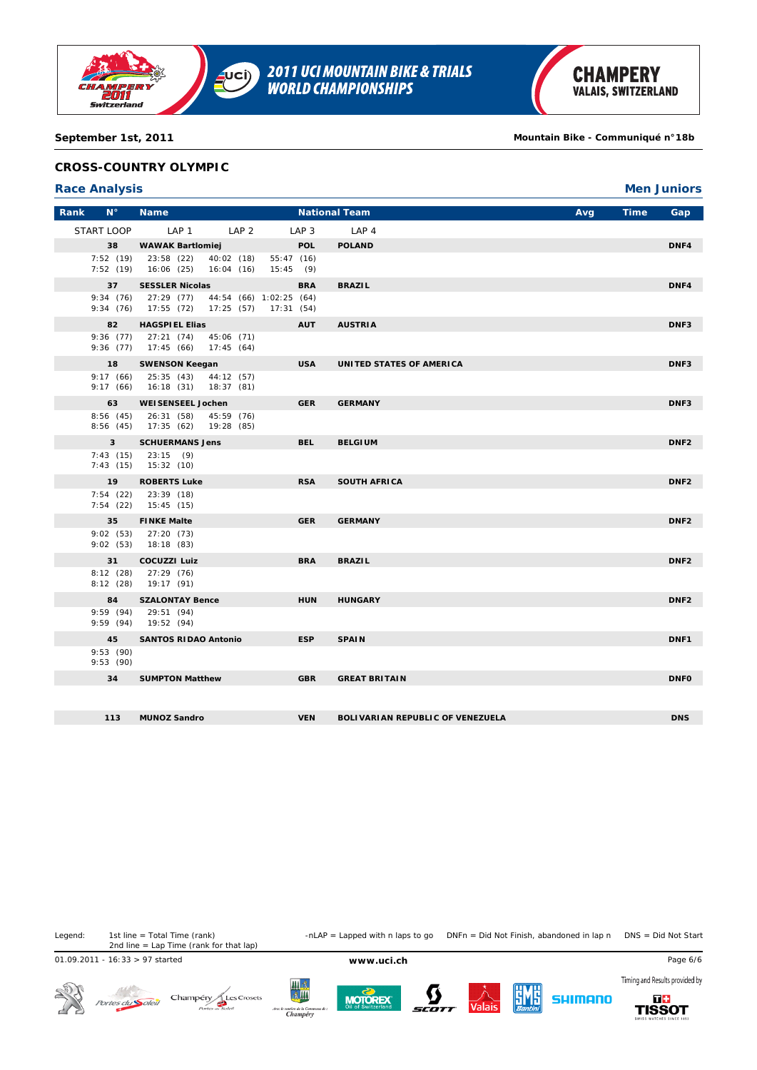September 1st, 2011 | Mountain Bike - Communiqué n°18b

## CROSS-COUNTRY OLYMPIC

### Race Analysis — Men Juniors

| Rank | N° | Name | | National Team | Avg | Time | Gap |
|---|---|---|---|---|---|---|---|
| START LOOP | LAP 1 | LAP 2 | LAP 3 | LAP 4 | | | |
| | 38 | WAWAK Bartlomiej | POL | POLAND | | | DNF4 |
| 7:52 (19) | 23:58 (22) | 40:02 (18) | 55:47 (16) | | | | |
| 7:52 (19) | 16:06 (25) | 16:04 (16) | 15:45 (9) | | | | |
| | 37 | SESSLER Nicolas | BRA | BRAZIL | | | DNF4 |
| 9:34 (76) | 27:29 (77) | 44:54 (66) | 1:02:25 (64) | | | | |
| 9:34 (76) | 17:55 (72) | 17:25 (57) | 17:31 (54) | | | | |
| | 82 | HAGSPIEL Elias | AUT | AUSTRIA | | | DNF3 |
| 9:36 (77) | 27:21 (74) | 45:06 (71) | | | | | |
| 9:36 (77) | 17:45 (66) | 17:45 (64) | | | | | |
| | 18 | SWENSON Keegan | USA | UNITED STATES OF AMERICA | | | DNF3 |
| 9:17 (66) | 25:35 (43) | 44:12 (57) | | | | | |
| 9:17 (66) | 16:18 (31) | 18:37 (81) | | | | | |
| | 63 | WEISENSEEL Jochen | GER | GERMANY | | | DNF3 |
| 8:56 (45) | 26:31 (58) | 45:59 (76) | | | | | |
| 8:56 (45) | 17:35 (62) | 19:28 (85) | | | | | |
| | 3 | SCHUERMANS Jens | BEL | BELGIUM | | | DNF2 |
| 7:43 (15) | 23:15 (9) | | | | | | |
| 7:43 (15) | 15:32 (10) | | | | | | |
| | 19 | ROBERTS Luke | RSA | SOUTH AFRICA | | | DNF2 |
| 7:54 (22) | 23:39 (18) | | | | | | |
| 7:54 (22) | 15:45 (15) | | | | | | |
| | 35 | FINKE Malte | GER | GERMANY | | | DNF2 |
| 9:02 (53) | 27:20 (73) | | | | | | |
| 9:02 (53) | 18:18 (83) | | | | | | |
| | 31 | COCUZZI Luiz | BRA | BRAZIL | | | DNF2 |
| 8:12 (28) | 27:29 (76) | | | | | | |
| 8:12 (28) | 19:17 (91) | | | | | | |
| | 84 | SZALONTAY Bence | HUN | HUNGARY | | | DNF2 |
| 9:59 (94) | 29:51 (94) | | | | | | |
| 9:59 (94) | 19:52 (94) | | | | | | |
| | 45 | SANTOS RIDAO Antonio | ESP | SPAIN | | | DNF1 |
| 9:53 (90) | | | | | | | |
| 9:53 (90) | | | | | | | |
| | 34 | SUMPTON Matthew | GBR | GREAT BRITAIN | | | DNF0 |
| | 113 | MUNOZ Sandro | VEN | BOLIVARIAN REPUBLIC OF VENEZUELA | | | DNS |

Legend: 1st line = Total Time (rank); 2nd line = Lap Time (rank for that lap) — -nLAP = Lapped with n laps to go — DNFn = Did Not Finish, abandoned in lap n — DNS = Did Not Start

01.09.2011 - 16:33 > 97 started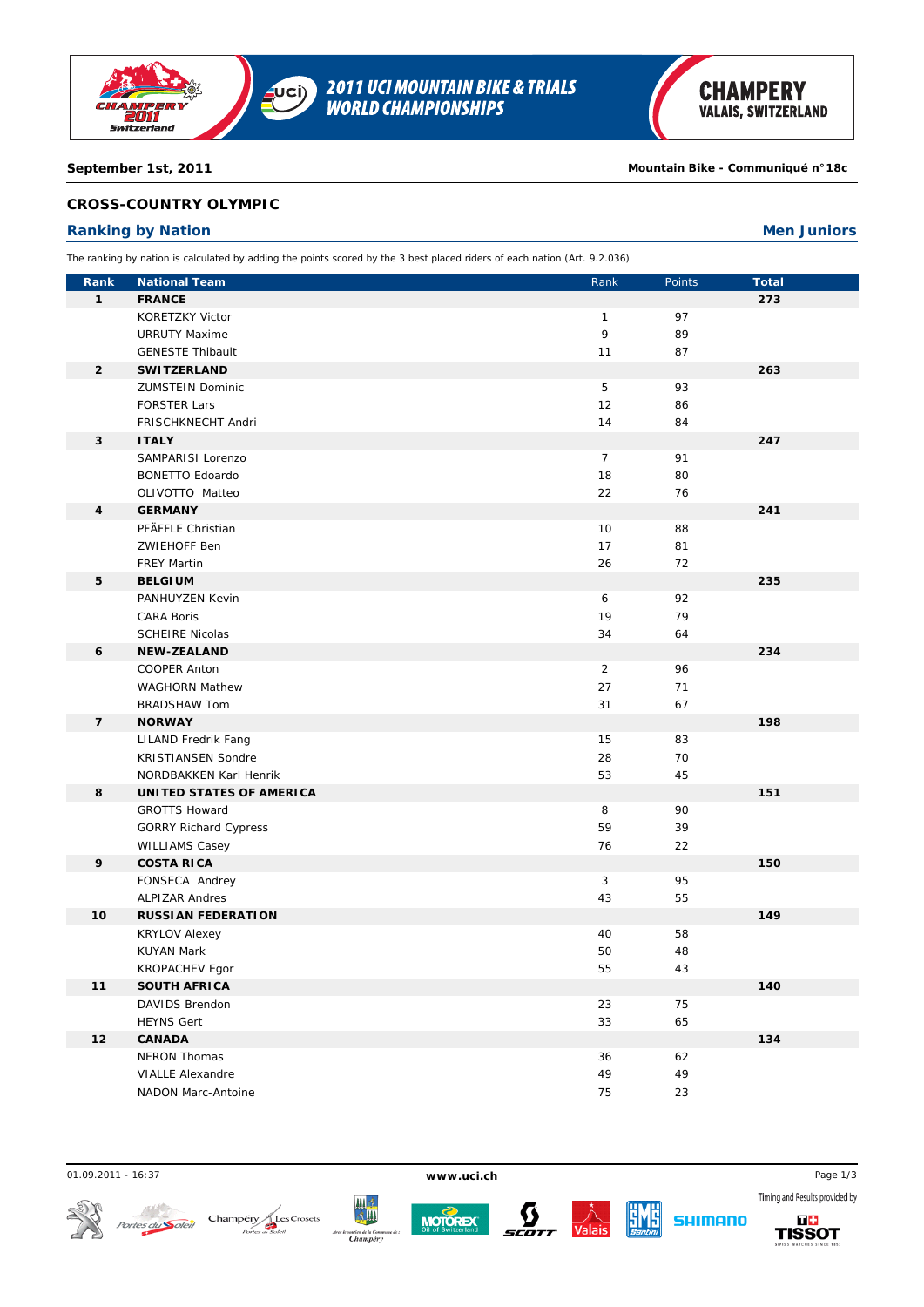# 2011 UCI MOUNTAIN BIKE & TRIALS WORLD CHAMPIONSHIPS

CHAMPERY VALAIS, SWITZERLAND

**September 1st, 2011** | **Mountain Bike - Communiqué n°18c**

## CROSS-COUNTRY OLYMPIC

### Ranking by Nation — Men Juniors

The ranking by nation is calculated by adding the points scored by the 3 best placed riders of each nation (Art. 9.2.036)

| Rank | National Team | Rank | Points | Total |
|---|---|---|---|---|
| **1** | **FRANCE** | | | **273** |
| | KORETZKY Victor | 1 | 97 | |
| | URRUTY Maxime | 9 | 89 | |
| | GENESTE Thibault | 11 | 87 | |
| **2** | **SWITZERLAND** | | | **263** |
| | ZUMSTEIN Dominic | 5 | 93 | |
| | FORSTER Lars | 12 | 86 | |
| | FRISCHKNECHT Andri | 14 | 84 | |
| **3** | **ITALY** | | | **247** |
| | SAMPARISI Lorenzo | 7 | 91 | |
| | BONETTO Edoardo | 18 | 80 | |
| | OLIVOTTO Matteo | 22 | 76 | |
| **4** | **GERMANY** | | | **241** |
| | PFÄFFLE Christian | 10 | 88 | |
| | ZWIEHOFF Ben | 17 | 81 | |
| | FREY Martin | 26 | 72 | |
| **5** | **BELGIUM** | | | **235** |
| | PANHUYZEN Kevin | 6 | 92 | |
| | CARA Boris | 19 | 79 | |
| | SCHEIRE Nicolas | 34 | 64 | |
| **6** | **NEW-ZEALAND** | | | **234** |
| | COOPER Anton | 2 | 96 | |
| | WAGHORN Mathew | 27 | 71 | |
| | BRADSHAW Tom | 31 | 67 | |
| **7** | **NORWAY** | | | **198** |
| | LILAND Fredrik Fang | 15 | 83 | |
| | KRISTIANSEN Sondre | 28 | 70 | |
| | NORDBAKKEN Karl Henrik | 53 | 45 | |
| **8** | **UNITED STATES OF AMERICA** | | | **151** |
| | GROTTS Howard | 8 | 90 | |
| | GORRY Richard Cypress | 59 | 39 | |
| | WILLIAMS Casey | 76 | 22 | |
| **9** | **COSTA RICA** | | | **150** |
| | FONSECA Andrey | 3 | 95 | |
| | ALPIZAR Andres | 43 | 55 | |
| **10** | **RUSSIAN FEDERATION** | | | **149** |
| | KRYLOV Alexey | 40 | 58 | |
| | KUYAN Mark | 50 | 48 | |
| | KROPACHEV Egor | 55 | 43 | |
| **11** | **SOUTH AFRICA** | | | **140** |
| | DAVIDS Brendon | 23 | 75 | |
| | HEYNS Gert | 33 | 65 | |
| **12** | **CANADA** | | | **134** |
| | NERON Thomas | 36 | 62 | |
| | VIALLE Alexandre | 49 | 49 | |
| | NADON Marc-Antoine | 75 | 23 | |

01.09.2011 - 16:37 www.uci.ch

Timing and Results provided by TISSOT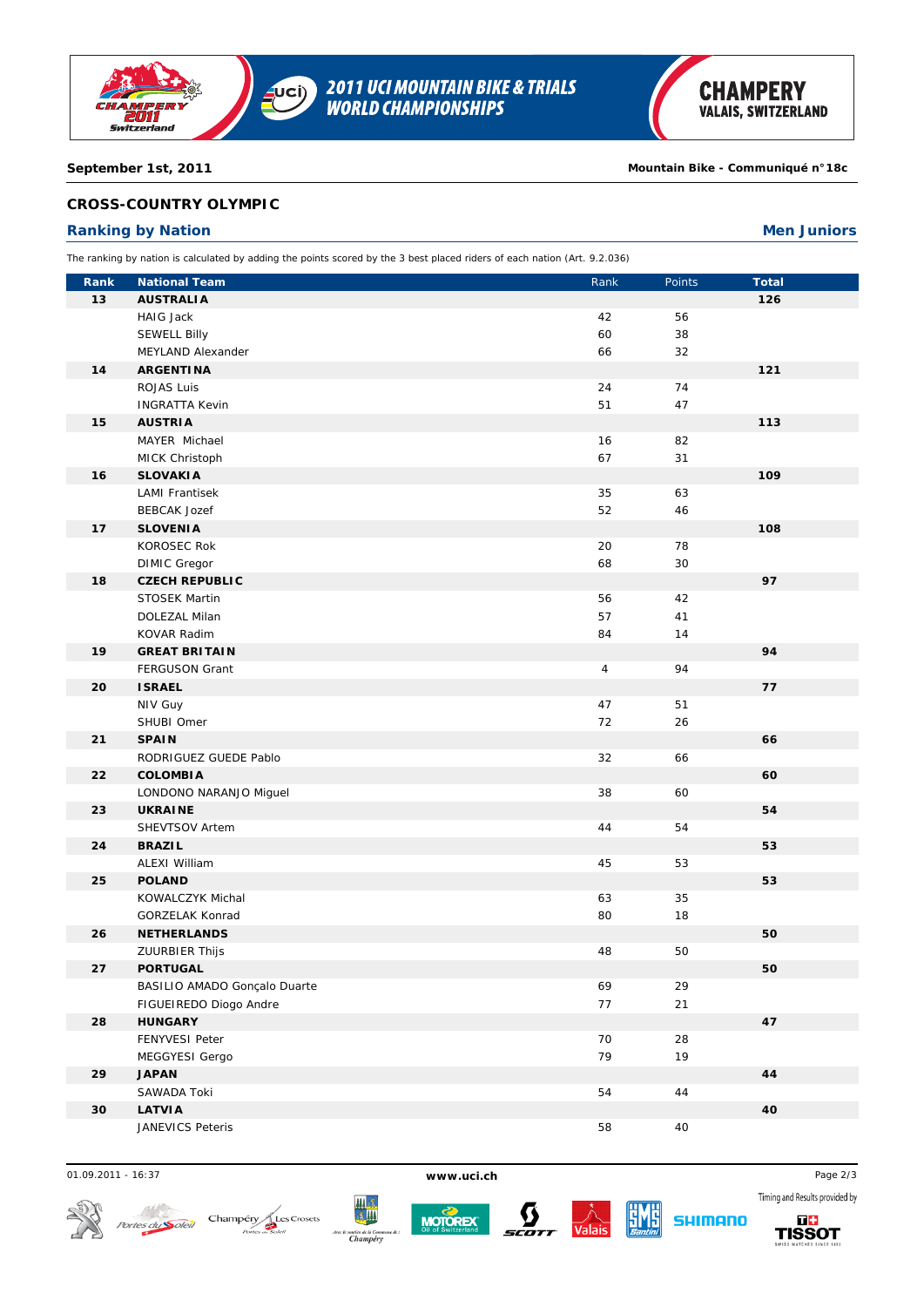**September 1st, 2011** **Mountain Bike - Communiqué n°18c**

## CROSS-COUNTRY OLYMPIC

### Ranking by Nation — Men Juniors

The ranking by nation is calculated by adding the points scored by the 3 best placed riders of each nation (Art. 9.2.036)

| Rank | National Team | Rank | Points | Total |
|---|---|---|---|---|
| 13 | **AUSTRALIA** | | | **126** |
| | HAIG Jack | 42 | 56 | |
| | SEWELL Billy | 60 | 38 | |
| | MEYLAND Alexander | 66 | 32 | |
| 14 | **ARGENTINA** | | | **121** |
| | ROJAS Luis | 24 | 74 | |
| | INGRATTA Kevin | 51 | 47 | |
| 15 | **AUSTRIA** | | | **113** |
| | MAYER Michael | 16 | 82 | |
| | MICK Christoph | 67 | 31 | |
| 16 | **SLOVAKIA** | | | **109** |
| | LAMI Frantisek | 35 | 63 | |
| | BEBCAK Jozef | 52 | 46 | |
| 17 | **SLOVENIA** | | | **108** |
| | KOROSEC Rok | 20 | 78 | |
| | DIMIC Gregor | 68 | 30 | |
| 18 | **CZECH REPUBLIC** | | | **97** |
| | STOSEK Martin | 56 | 42 | |
| | DOLEZAL Milan | 57 | 41 | |
| | KOVAR Radim | 84 | 14 | |
| 19 | **GREAT BRITAIN** | | | **94** |
| | FERGUSON Grant | 4 | 94 | |
| 20 | **ISRAEL** | | | **77** |
| | NIV Guy | 47 | 51 | |
| | SHUBI Omer | 72 | 26 | |
| 21 | **SPAIN** | | | **66** |
| | RODRIGUEZ GUEDE Pablo | 32 | 66 | |
| 22 | **COLOMBIA** | | | **60** |
| | LONDONO NARANJO Miguel | 38 | 60 | |
| 23 | **UKRAINE** | | | **54** |
| | SHEVTSOV Artem | 44 | 54 | |
| 24 | **BRAZIL** | | | **53** |
| | ALEXI William | 45 | 53 | |
| 25 | **POLAND** | | | **53** |
| | KOWALCZYK Michal | 63 | 35 | |
| | GORZELAK Konrad | 80 | 18 | |
| 26 | **NETHERLANDS** | | | **50** |
| | ZUURBIER Thijs | 48 | 50 | |
| 27 | **PORTUGAL** | | | **50** |
| | BASILIO AMADO Gonçalo Duarte | 69 | 29 | |
| | FIGUEIREDO Diogo Andre | 77 | 21 | |
| 28 | **HUNGARY** | | | **47** |
| | FENYVESI Peter | 70 | 28 | |
| | MEGGYESI Gergo | 79 | 19 | |
| 29 | **JAPAN** | | | **44** |
| | SAWADA Toki | 54 | 44 | |
| 30 | **LATVIA** | | | **40** |
| | JANEVICS Peteris | 58 | 40 | |

01.09.2011 - 16:37 www.uci.ch

Timing and Results provided by TISSOT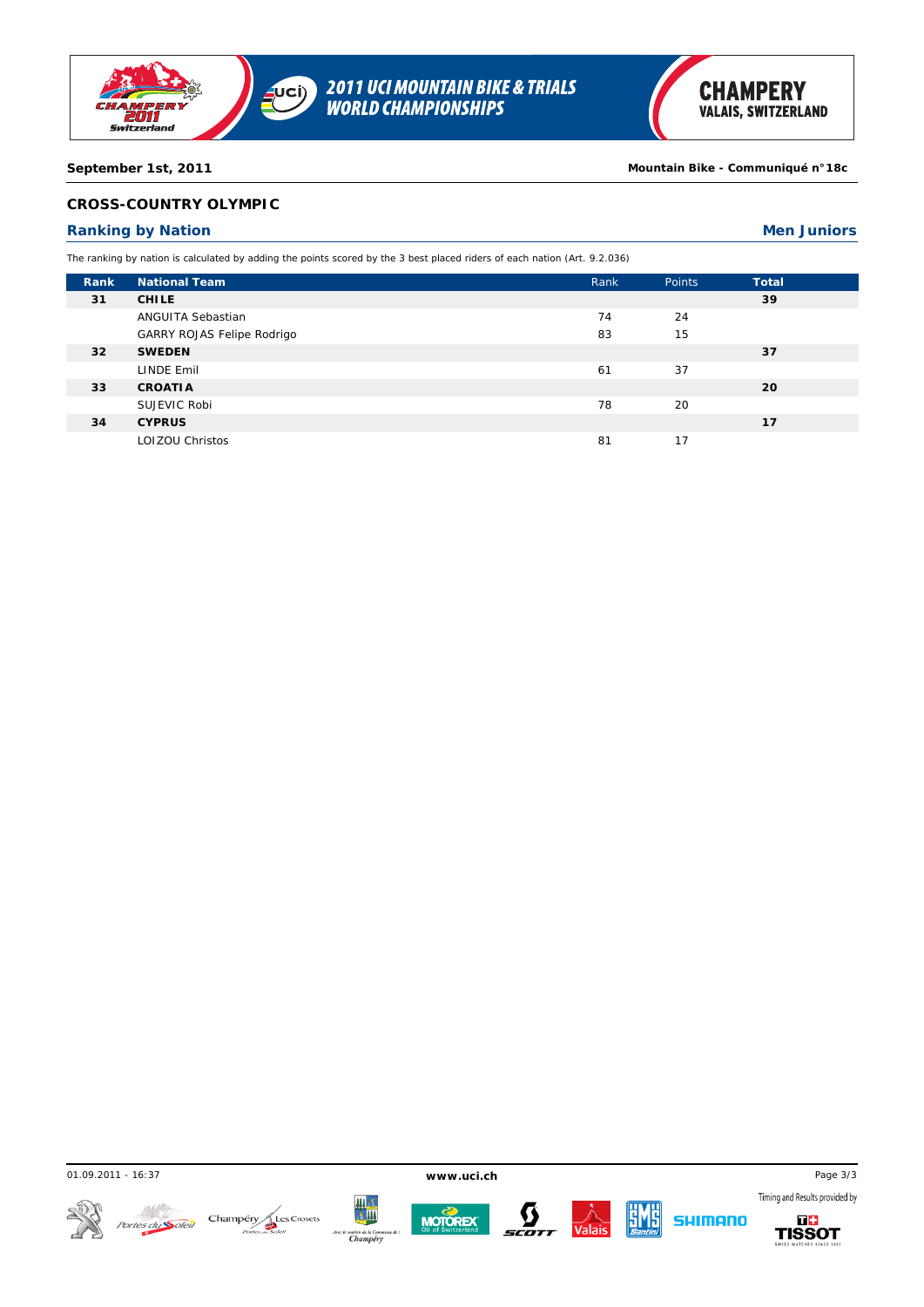September 1st, 2011 | Mountain Bike - Communiqué n°18c

## CROSS-COUNTRY OLYMPIC

### Ranking by Nation

**Men Juniors**

The ranking by nation is calculated by adding the points scored by the 3 best placed riders of each nation (Art. 9.2.036)

| Rank | National Team | Rank | Points | Total |
|---|---|---|---|---|
| 31 | **CHILE** | | | **39** |
| | ANGUITA Sebastian | 74 | 24 | |
| | GARRY ROJAS Felipe Rodrigo | 83 | 15 | |
| 32 | **SWEDEN** | | | **37** |
| | LINDE Emil | 61 | 37 | |
| 33 | **CROATIA** | | | **20** |
| | SUJEVIC Robi | 78 | 20 | |
| 34 | **CYPRUS** | | | **17** |
| | LOIZOU Christos | 81 | 17 | |

01.09.2011 - 16:37

www.uci.ch

Timing and Results provided by TISSOT